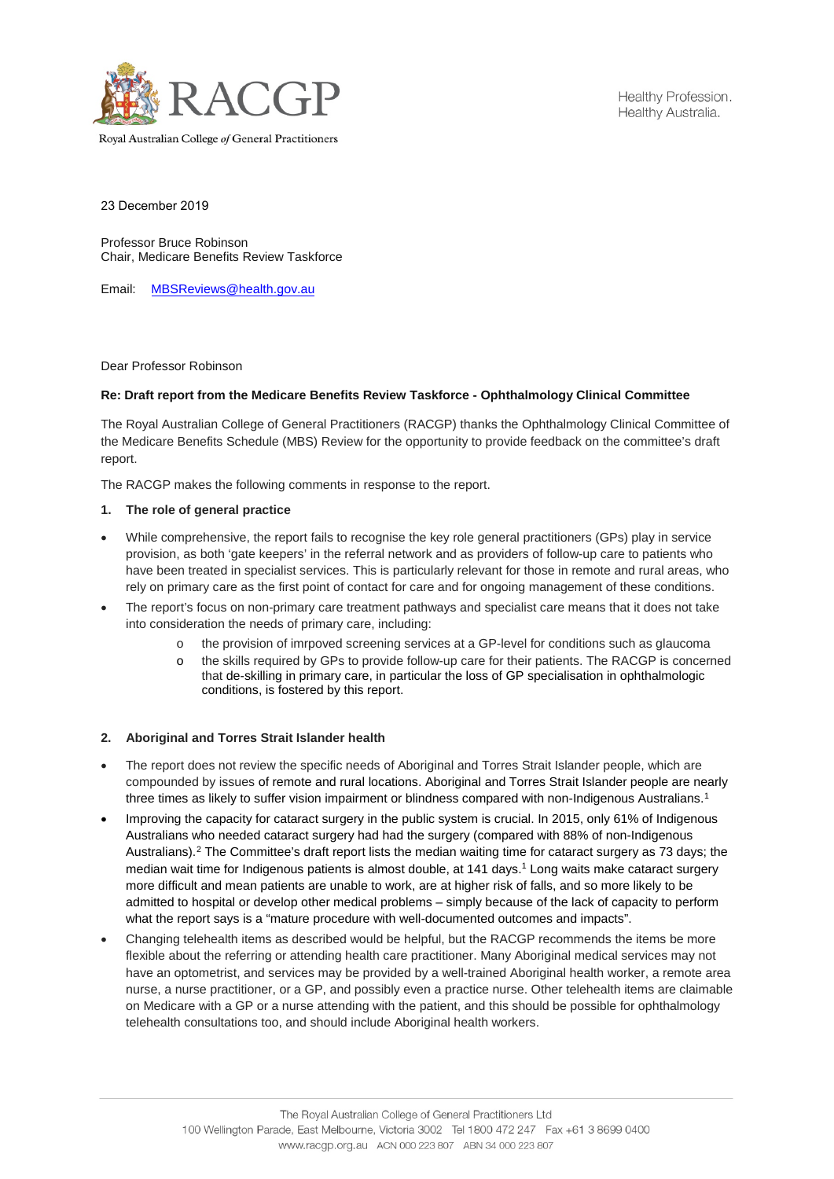Royal Australian College of General Practitioners

Healthy Profession.
Healthy Australia.

23 December 2019

Professor Bruce Robinson
Chair, Medicare Benefits Review Taskforce

Email: MBSReviews@health.gov.au

Dear Professor Robinson

**Re: Draft report from the Medicare Benefits Review Taskforce - Ophthalmology Clinical Committee**

The Royal Australian College of General Practitioners (RACGP) thanks the Ophthalmology Clinical Committee of the Medicare Benefits Schedule (MBS) Review for the opportunity to provide feedback on the committee's draft report.

The RACGP makes the following comments in response to the report.

**1. The role of general practice**

- While comprehensive, the report fails to recognise the key role general practitioners (GPs) play in service provision, as both 'gate keepers' in the referral network and as providers of follow-up care to patients who have been treated in specialist services. This is particularly relevant for those in remote and rural areas, who rely on primary care as the first point of contact for care and for ongoing management of these conditions.
- The report's focus on non-primary care treatment pathways and specialist care means that it does not take into consideration the needs of primary care, including:
  - the provision of imrpoved screening services at a GP-level for conditions such as glaucoma
  - the skills required by GPs to provide follow-up care for their patients. The RACGP is concerned that de-skilling in primary care, in particular the loss of GP specialisation in ophthalmologic conditions, is fostered by this report.

**2. Aboriginal and Torres Strait Islander health**

- The report does not review the specific needs of Aboriginal and Torres Strait Islander people, which are compounded by issues of remote and rural locations. Aboriginal and Torres Strait Islander people are nearly three times as likely to suffer vision impairment or blindness compared with non-Indigenous Australians.[1]
- Improving the capacity for cataract surgery in the public system is crucial. In 2015, only 61% of Indigenous Australians who needed cataract surgery had had the surgery (compared with 88% of non-Indigenous Australians).[2] The Committee's draft report lists the median waiting time for cataract surgery as 73 days; the median wait time for Indigenous patients is almost double, at 141 days.[1] Long waits make cataract surgery more difficult and mean patients are unable to work, are at higher risk of falls, and so more likely to be admitted to hospital or develop other medical problems – simply because of the lack of capacity to perform what the report says is a "mature procedure with well-documented outcomes and impacts".
- Changing telehealth items as described would be helpful, but the RACGP recommends the items be more flexible about the referring or attending health care practitioner. Many Aboriginal medical services may not have an optometrist, and services may be provided by a well-trained Aboriginal health worker, a remote area nurse, a nurse practitioner, or a GP, and possibly even a practice nurse. Other telehealth items are claimable on Medicare with a GP or a nurse attending with the patient, and this should be possible for ophthalmology telehealth consultations too, and should include Aboriginal health workers.

The Royal Australian College of General Practitioners Ltd
100 Wellington Parade, East Melbourne, Victoria 3002 Tel 1800 472 247 Fax +61 3 8699 0400
www.racgp.org.au ACN 000 223 807 ABN 34 000 223 807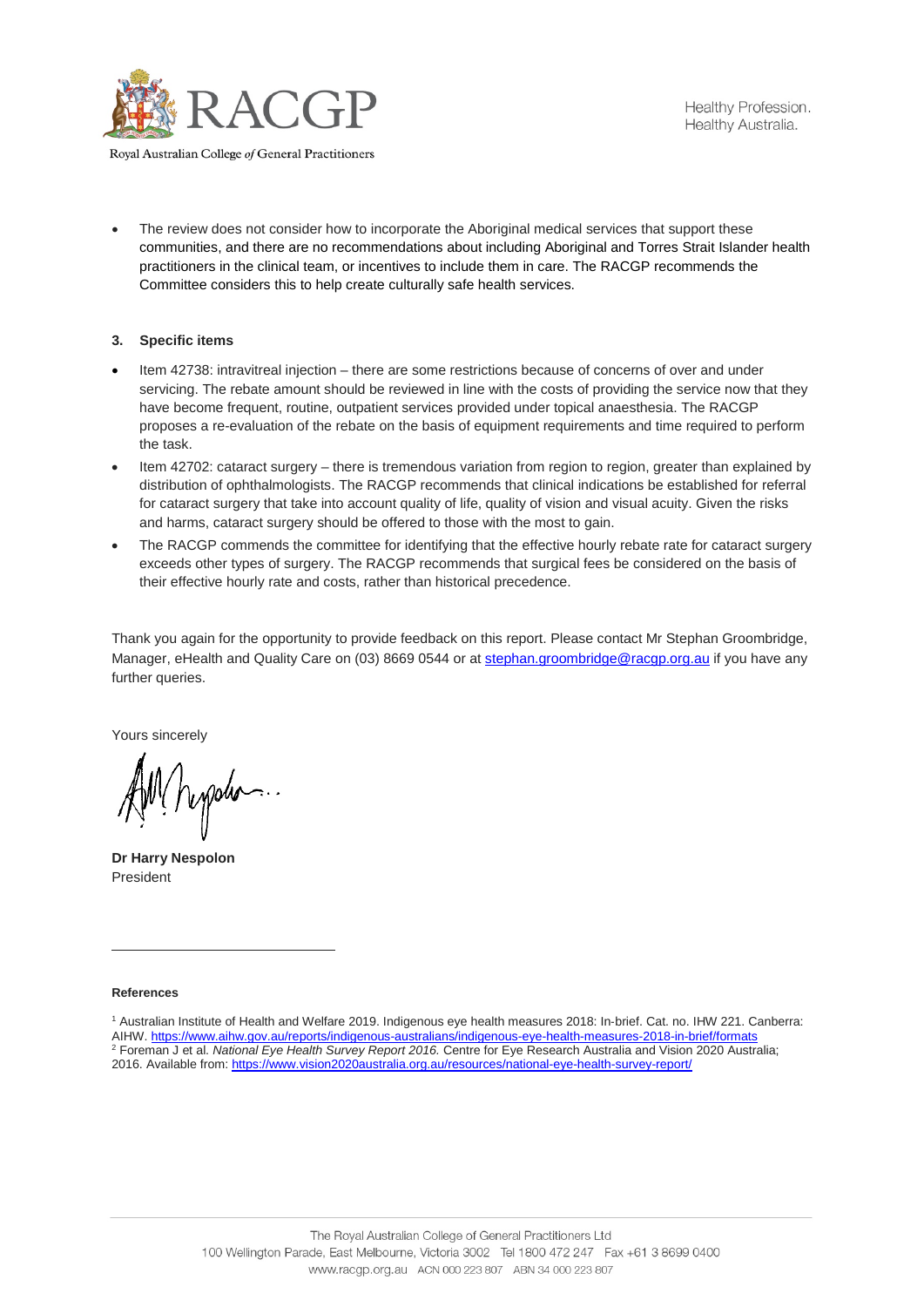- The review does not consider how to incorporate the Aboriginal medical services that support these communities, and there are no recommendations about including Aboriginal and Torres Strait Islander health practitioners in the clinical team, or incentives to include them in care. The RACGP recommends the Committee considers this to help create culturally safe health services.

### 3. Specific items

- Item 42738: intravitreal injection – there are some restrictions because of concerns of over and under servicing. The rebate amount should be reviewed in line with the costs of providing the service now that they have become frequent, routine, outpatient services provided under topical anaesthesia. The RACGP proposes a re-evaluation of the rebate on the basis of equipment requirements and time required to perform the task.
- Item 42702: cataract surgery – there is tremendous variation from region to region, greater than explained by distribution of ophthalmologists. The RACGP recommends that clinical indications be established for referral for cataract surgery that take into account quality of life, quality of vision and visual acuity. Given the risks and harms, cataract surgery should be offered to those with the most to gain.
- The RACGP commends the committee for identifying that the effective hourly rebate rate for cataract surgery exceeds other types of surgery. The RACGP recommends that surgical fees be considered on the basis of their effective hourly rate and costs, rather than historical precedence.

Thank you again for the opportunity to provide feedback on this report. Please contact Mr Stephan Groombridge, Manager, eHealth and Quality Care on (03) 8669 0544 or at stephan.groombridge@racgp.org.au if you have any further queries.

Yours sincerely

**Dr Harry Nespolon**
President

**References**

[1] Australian Institute of Health and Welfare 2019. Indigenous eye health measures 2018: In-brief. Cat. no. IHW 221. Canberra: AIHW. https://www.aihw.gov.au/reports/indigenous-australians/indigenous-eye-health-measures-2018-in-brief/formats

[2] Foreman J et al. *National Eye Health Survey Report 2016.* Centre for Eye Research Australia and Vision 2020 Australia; 2016. Available from: https://www.vision2020australia.org.au/resources/national-eye-health-survey-report/